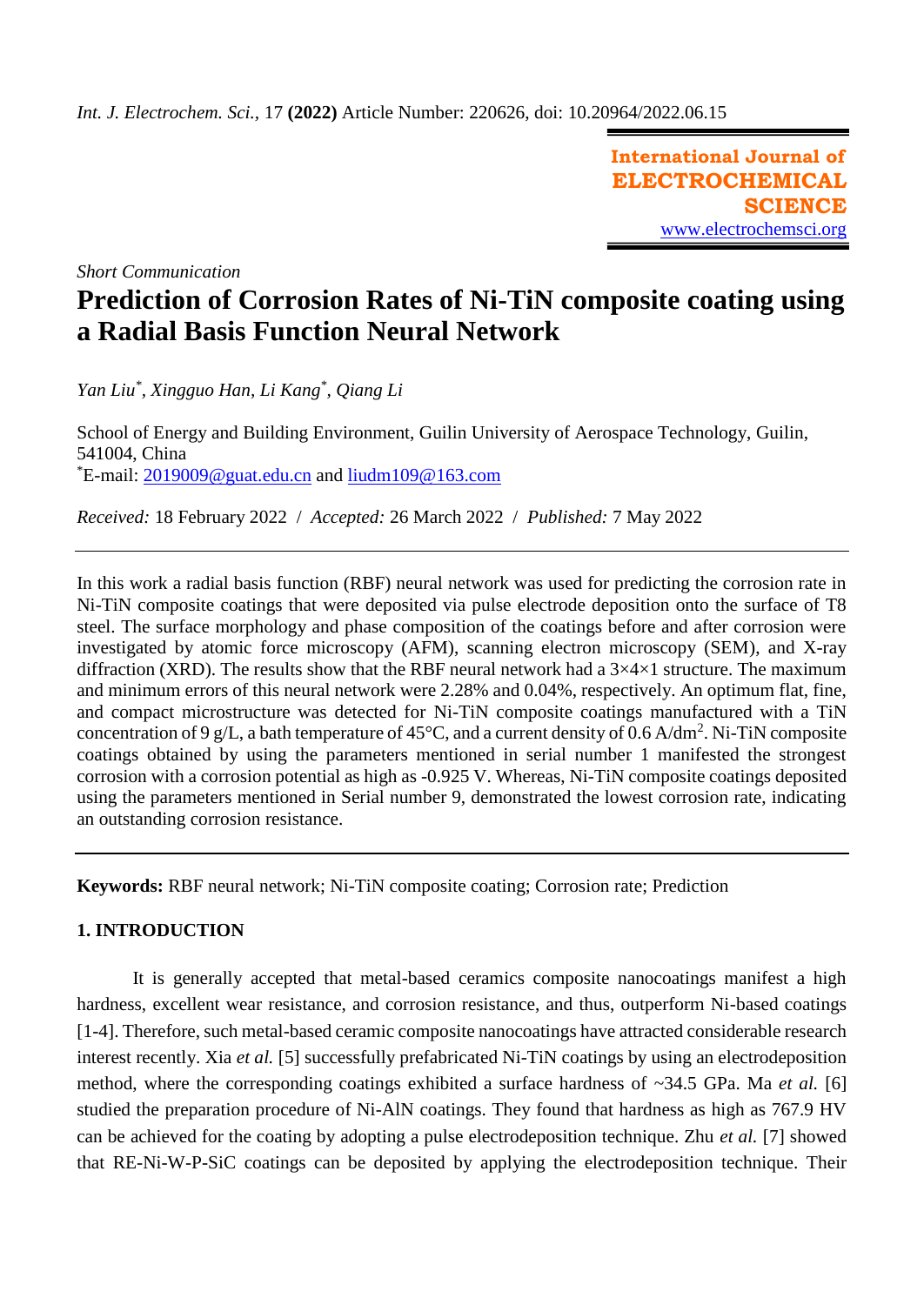*Int. J. Electrochem. Sci.,* 17 **(2022)** Article Number: 220626, doi: 10.20964/2022.06.15

**International Journal of ELECTROCHEMICAL SCIENCE**
www.electrochemsci.org

*Short Communication*

# Prediction of Corrosion Rates of Ni-TiN composite coating using a Radial Basis Function Neural Network

*Yan Liu*[*], *Xingguo Han*, *Li Kang*[*], *Qiang Li*

School of Energy and Building Environment, Guilin University of Aerospace Technology, Guilin, 541004, China
[*]E-mail: 2019009@guat.edu.cn and liudm109@163.com

*Received:* 18 February 2022 / *Accepted:* 26 March 2022 / *Published:* 7 May 2022

---

In this work a radial basis function (RBF) neural network was used for predicting the corrosion rate in Ni-TiN composite coatings that were deposited via pulse electrode deposition onto the surface of T8 steel. The surface morphology and phase composition of the coatings before and after corrosion were investigated by atomic force microscopy (AFM), scanning electron microscopy (SEM), and X-ray diffraction (XRD). The results show that the RBF neural network had a 3×4×1 structure. The maximum and minimum errors of this neural network were 2.28% and 0.04%, respectively. An optimum flat, fine, and compact microstructure was detected for Ni-TiN composite coatings manufactured with a TiN concentration of 9 g/L, a bath temperature of 45°C, and a current density of 0.6 A/dm$^2$. Ni-TiN composite coatings obtained by using the parameters mentioned in serial number 1 manifested the strongest corrosion with a corrosion potential as high as -0.925 V. Whereas, Ni-TiN composite coatings deposited using the parameters mentioned in Serial number 9, demonstrated the lowest corrosion rate, indicating an outstanding corrosion resistance.

---

**Keywords:** RBF neural network; Ni-TiN composite coating; Corrosion rate; Prediction

## 1. INTRODUCTION

It is generally accepted that metal-based ceramics composite nanocoatings manifest a high hardness, excellent wear resistance, and corrosion resistance, and thus, outperform Ni-based coatings [1-4]. Therefore, such metal-based ceramic composite nanocoatings have attracted considerable research interest recently. Xia *et al.* [5] successfully prefabricated Ni-TiN coatings by using an electrodeposition method, where the corresponding coatings exhibited a surface hardness of ~34.5 GPa. Ma *et al.* [6] studied the preparation procedure of Ni-AlN coatings. They found that hardness as high as 767.9 HV can be achieved for the coating by adopting a pulse electrodeposition technique. Zhu *et al.* [7] showed that RE-Ni-W-P-SiC coatings can be deposited by applying the electrodeposition technique. Their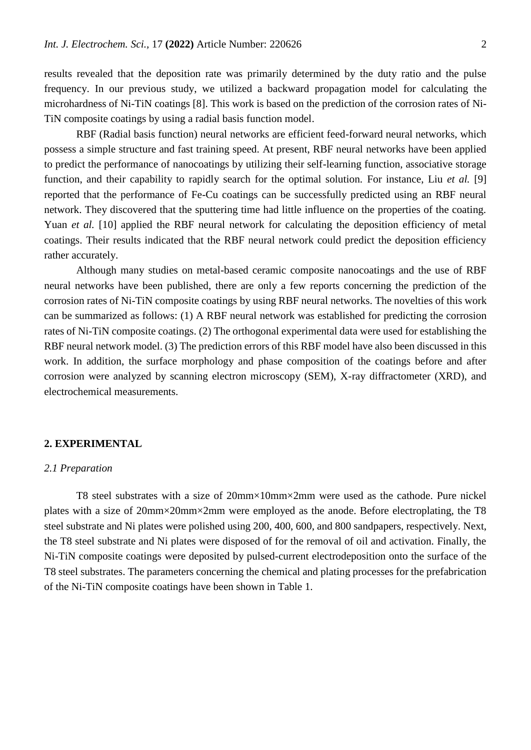results revealed that the deposition rate was primarily determined by the duty ratio and the pulse frequency. In our previous study, we utilized a backward propagation model for calculating the microhardness of Ni-TiN coatings [8]. This work is based on the prediction of the corrosion rates of Ni-TiN composite coatings by using a radial basis function model.

RBF (Radial basis function) neural networks are efficient feed-forward neural networks, which possess a simple structure and fast training speed. At present, RBF neural networks have been applied to predict the performance of nanocoatings by utilizing their self-learning function, associative storage function, and their capability to rapidly search for the optimal solution. For instance, Liu *et al.* [9] reported that the performance of Fe-Cu coatings can be successfully predicted using an RBF neural network. They discovered that the sputtering time had little influence on the properties of the coating. Yuan *et al.* [10] applied the RBF neural network for calculating the deposition efficiency of metal coatings. Their results indicated that the RBF neural network could predict the deposition efficiency rather accurately.

Although many studies on metal-based ceramic composite nanocoatings and the use of RBF neural networks have been published, there are only a few reports concerning the prediction of the corrosion rates of Ni-TiN composite coatings by using RBF neural networks. The novelties of this work can be summarized as follows: (1) A RBF neural network was established for predicting the corrosion rates of Ni-TiN composite coatings. (2) The orthogonal experimental data were used for establishing the RBF neural network model. (3) The prediction errors of this RBF model have also been discussed in this work. In addition, the surface morphology and phase composition of the coatings before and after corrosion were analyzed by scanning electron microscopy (SEM), X-ray diffractometer (XRD), and electrochemical measurements.

## 2. EXPERIMENTAL

### *2.1 Preparation*

T8 steel substrates with a size of 20mm×10mm×2mm were used as the cathode. Pure nickel plates with a size of 20mm×20mm×2mm were employed as the anode. Before electroplating, the T8 steel substrate and Ni plates were polished using 200, 400, 600, and 800 sandpapers, respectively. Next, the T8 steel substrate and Ni plates were disposed of for the removal of oil and activation. Finally, the Ni-TiN composite coatings were deposited by pulsed-current electrodeposition onto the surface of the T8 steel substrates. The parameters concerning the chemical and plating processes for the prefabrication of the Ni-TiN composite coatings have been shown in Table 1.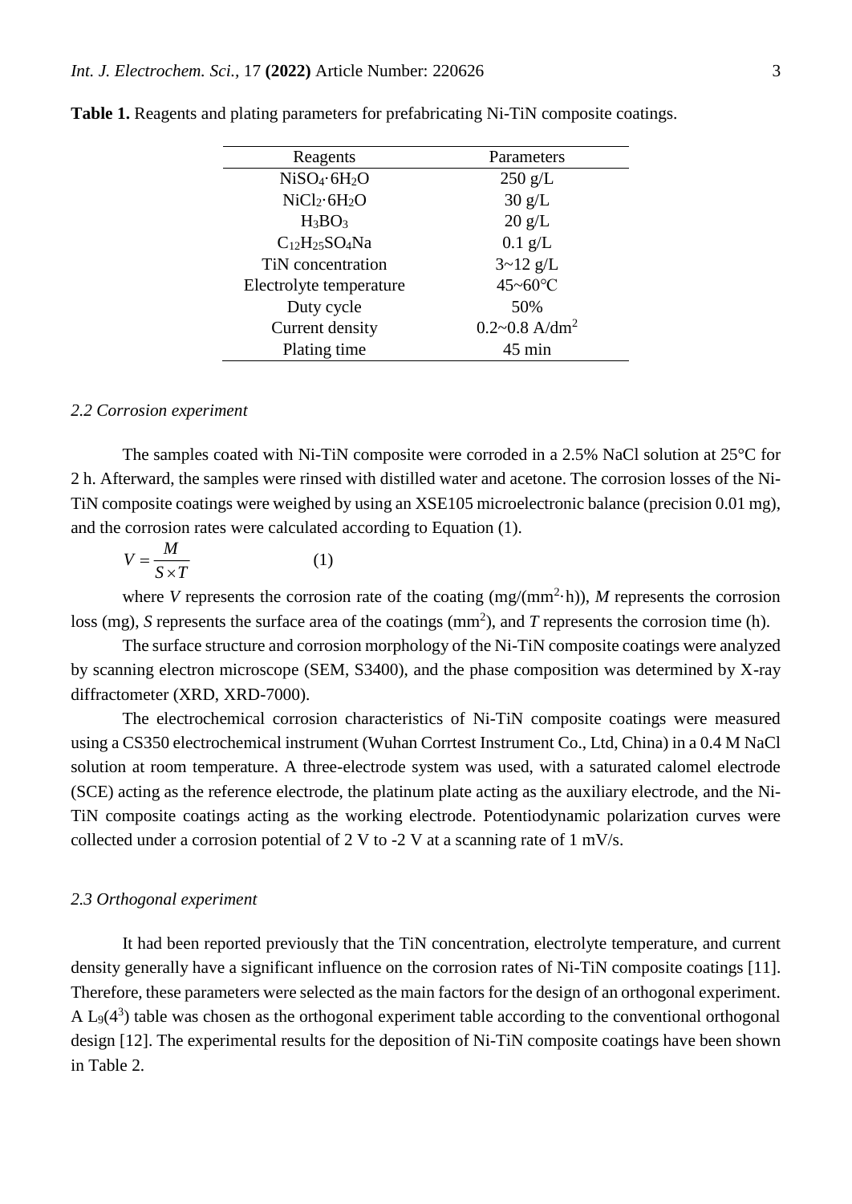**Table 1.** Reagents and plating parameters for prefabricating Ni-TiN composite coatings.

| Reagents | Parameters |
|---|---|
| $NiSO_4·6H_2O$ | 250 g/L |
| $NiCl_2·6H_2O$ | 30 g/L |
| $H_3BO_3$ | 20 g/L |
| $C_{12}H_{25}SO_4Na$ | 0.1 g/L |
| TiN concentration | 3~12 g/L |
| Electrolyte temperature | 45~60°C |
| Duty cycle | 50% |
| Current density | 0.2~0.8 A/dm$^2$ |
| Plating time | 45 min |

### *2.2 Corrosion experiment*

The samples coated with Ni-TiN composite were corroded in a 2.5% NaCl solution at 25°C for 2 h. Afterward, the samples were rinsed with distilled water and acetone. The corrosion losses of the Ni-TiN composite coatings were weighed by using an XSE105 microelectronic balance (precision 0.01 mg), and the corrosion rates were calculated according to Equation (1).

$$V = \frac{M}{S \times T} \qquad (1)$$

where $V$ represents the corrosion rate of the coating (mg/(mm$^2$·h)), $M$ represents the corrosion loss (mg), $S$ represents the surface area of the coatings (mm$^2$), and $T$ represents the corrosion time (h).

The surface structure and corrosion morphology of the Ni-TiN composite coatings were analyzed by scanning electron microscope (SEM, S3400), and the phase composition was determined by X-ray diffractometer (XRD, XRD-7000).

The electrochemical corrosion characteristics of Ni-TiN composite coatings were measured using a CS350 electrochemical instrument (Wuhan Corrtest Instrument Co., Ltd, China) in a 0.4 M NaCl solution at room temperature. A three-electrode system was used, with a saturated calomel electrode (SCE) acting as the reference electrode, the platinum plate acting as the auxiliary electrode, and the Ni-TiN composite coatings acting as the working electrode. Potentiodynamic polarization curves were collected under a corrosion potential of 2 V to -2 V at a scanning rate of 1 mV/s.

### *2.3 Orthogonal experiment*

It had been reported previously that the TiN concentration, electrolyte temperature, and current density generally have a significant influence on the corrosion rates of Ni-TiN composite coatings [11]. Therefore, these parameters were selected as the main factors for the design of an orthogonal experiment. A $L_9(4^3)$ table was chosen as the orthogonal experiment table according to the conventional orthogonal design [12]. The experimental results for the deposition of Ni-TiN composite coatings have been shown in Table 2.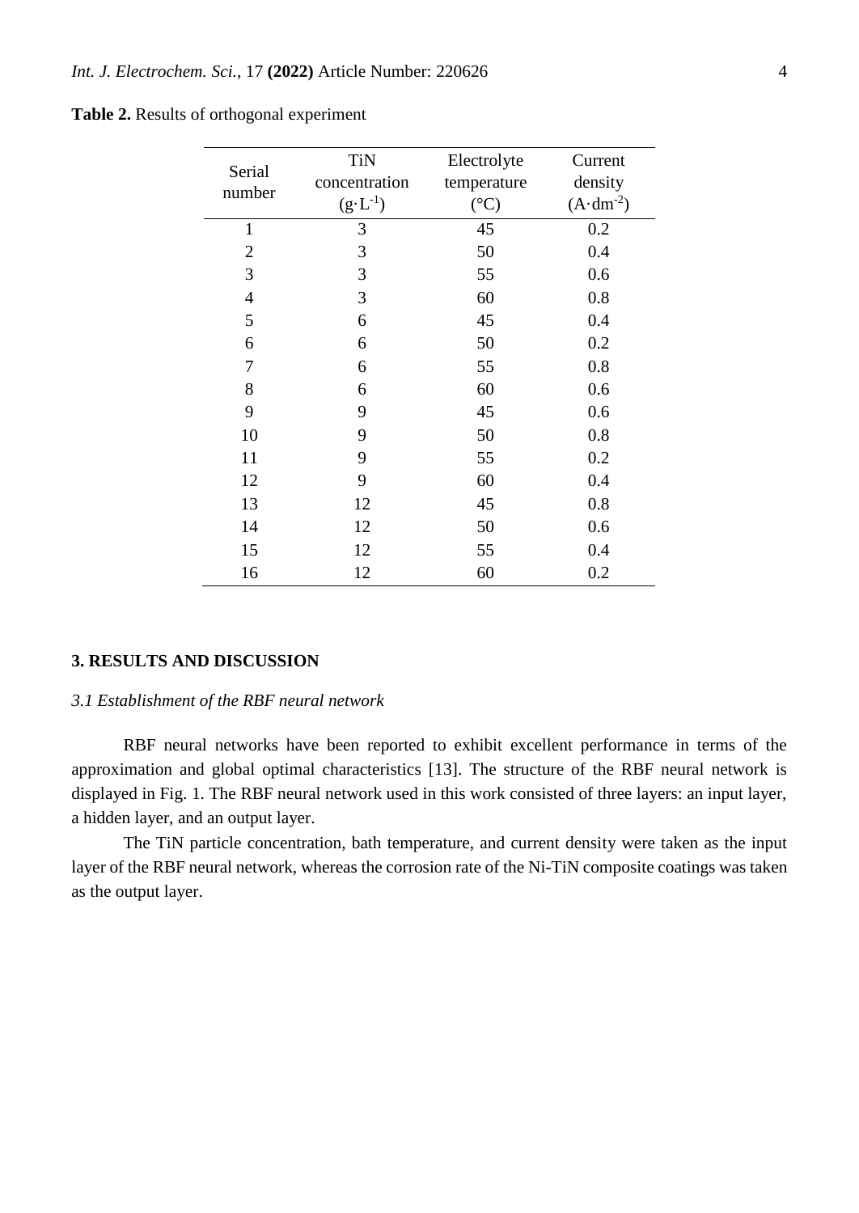**Table 2.** Results of orthogonal experiment

| Serial number | TiN concentration ($g \cdot L^{-1}$) | Electrolyte temperature (°C) | Current density ($A \cdot dm^{-2}$) |
|---|---|---|---|
| 1 | 3 | 45 | 0.2 |
| 2 | 3 | 50 | 0.4 |
| 3 | 3 | 55 | 0.6 |
| 4 | 3 | 60 | 0.8 |
| 5 | 6 | 45 | 0.4 |
| 6 | 6 | 50 | 0.2 |
| 7 | 6 | 55 | 0.8 |
| 8 | 6 | 60 | 0.6 |
| 9 | 9 | 45 | 0.6 |
| 10 | 9 | 50 | 0.8 |
| 11 | 9 | 55 | 0.2 |
| 12 | 9 | 60 | 0.4 |
| 13 | 12 | 45 | 0.8 |
| 14 | 12 | 50 | 0.6 |
| 15 | 12 | 55 | 0.4 |
| 16 | 12 | 60 | 0.2 |

## 3. RESULTS AND DISCUSSION

### *3.1 Establishment of the RBF neural network*

RBF neural networks have been reported to exhibit excellent performance in terms of the approximation and global optimal characteristics [13]. The structure of the RBF neural network is displayed in Fig. 1. The RBF neural network used in this work consisted of three layers: an input layer, a hidden layer, and an output layer.

The TiN particle concentration, bath temperature, and current density were taken as the input layer of the RBF neural network, whereas the corrosion rate of the Ni-TiN composite coatings was taken as the output layer.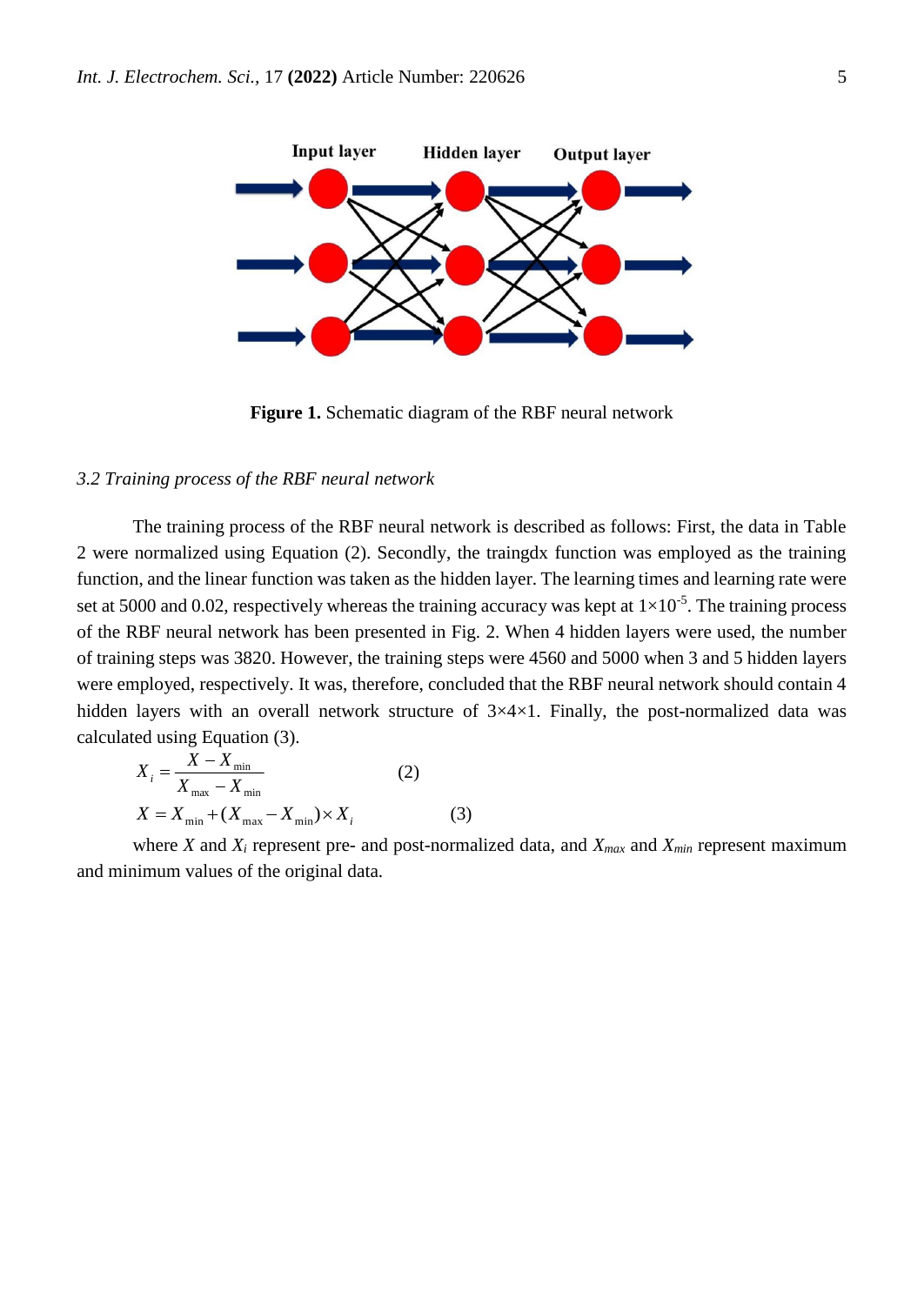**Figure 1.** Schematic diagram of the RBF neural network

*3.2 Training process of the RBF neural network*

The training process of the RBF neural network is described as follows: First, the data in Table 2 were normalized using Equation (2). Secondly, the traingdx function was employed as the training function, and the linear function was taken as the hidden layer. The learning times and learning rate were set at 5000 and 0.02, respectively whereas the training accuracy was kept at $1\times10^{-5}$. The training process of the RBF neural network has been presented in Fig. 2. When 4 hidden layers were used, the number of training steps was 3820. However, the training steps were 4560 and 5000 when 3 and 5 hidden layers were employed, respectively. It was, therefore, concluded that the RBF neural network should contain 4 hidden layers with an overall network structure of 3×4×1. Finally, the post-normalized data was calculated using Equation (3).

$$X_i = \frac{X - X_{\min}}{X_{\max} - X_{\min}} \quad (2)$$

$$X = X_{\min} + (X_{\max} - X_{\min}) \times X_i \quad (3)$$

where $X$ and $X_i$ represent pre- and post-normalized data, and $X_{max}$ and $X_{min}$ represent maximum and minimum values of the original data.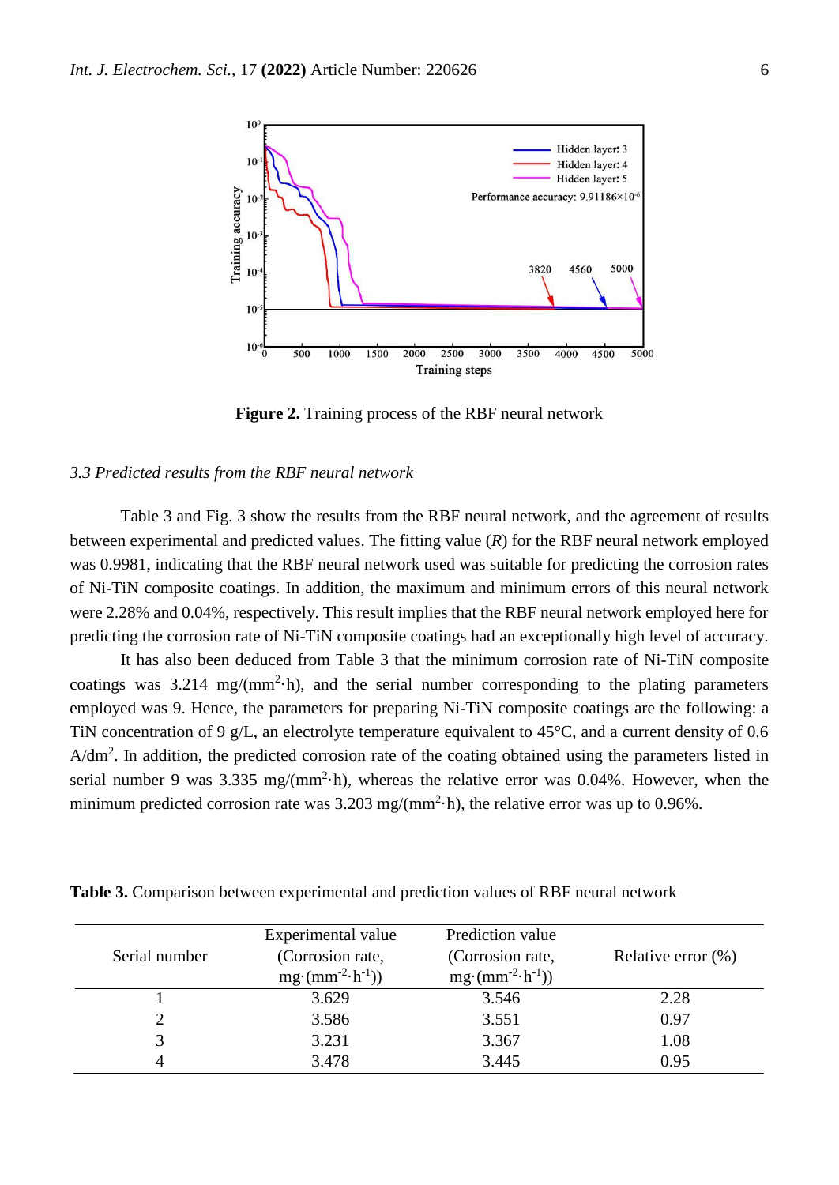**Figure 2.** Training process of the RBF neural network

### *3.3 Predicted results from the RBF neural network*

Table 3 and Fig. 3 show the results from the RBF neural network, and the agreement of results between experimental and predicted values. The fitting value ($R$) for the RBF neural network employed was 0.9981, indicating that the RBF neural network used was suitable for predicting the corrosion rates of Ni-TiN composite coatings. In addition, the maximum and minimum errors of this neural network were 2.28% and 0.04%, respectively. This result implies that the RBF neural network employed here for predicting the corrosion rate of Ni-TiN composite coatings had an exceptionally high level of accuracy.

It has also been deduced from Table 3 that the minimum corrosion rate of Ni-TiN composite coatings was 3.214 mg/(mm$^2$·h), and the serial number corresponding to the plating parameters employed was 9. Hence, the parameters for preparing Ni-TiN composite coatings are the following: a TiN concentration of 9 g/L, an electrolyte temperature equivalent to 45°C, and a current density of 0.6 A/dm$^2$. In addition, the predicted corrosion rate of the coating obtained using the parameters listed in serial number 9 was 3.335 mg/(mm$^2$·h), whereas the relative error was 0.04%. However, when the minimum predicted corrosion rate was 3.203 mg/(mm$^2$·h), the relative error was up to 0.96%.

**Table 3.** Comparison between experimental and prediction values of RBF neural network

| Serial number | Experimental value (Corrosion rate, mg·(mm$^{-2}$·h$^{-1}$)) | Prediction value (Corrosion rate, mg·(mm$^{-2}$·h$^{-1}$)) | Relative error (%) |
|---|---|---|---|
| 1 | 3.629 | 3.546 | 2.28 |
| 2 | 3.586 | 3.551 | 0.97 |
| 3 | 3.231 | 3.367 | 1.08 |
| 4 | 3.478 | 3.445 | 0.95 |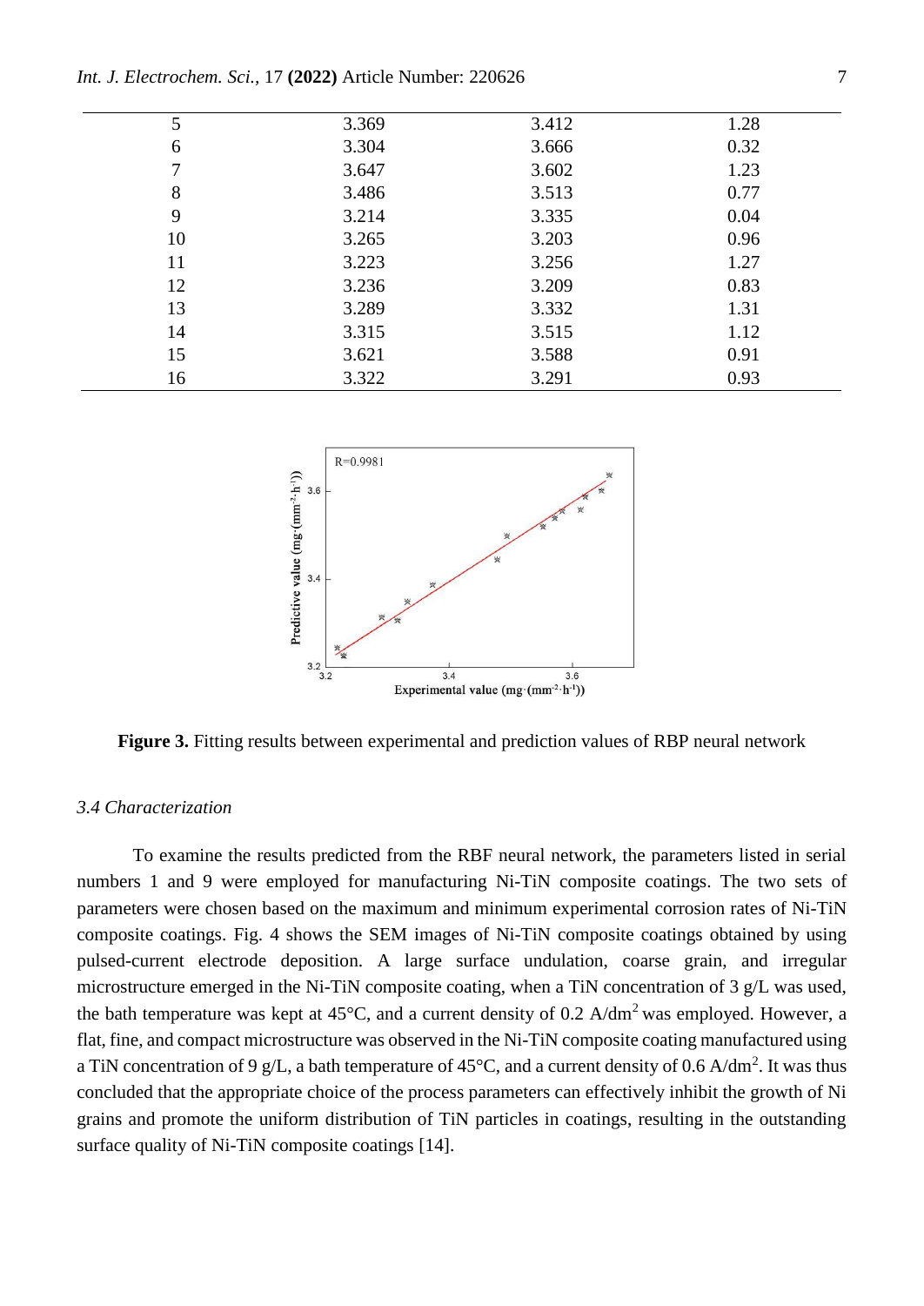| | | | |
|---|---|---|---|
| 5 | 3.369 | 3.412 | 1.28 |
| 6 | 3.304 | 3.666 | 0.32 |
| 7 | 3.647 | 3.602 | 1.23 |
| 8 | 3.486 | 3.513 | 0.77 |
| 9 | 3.214 | 3.335 | 0.04 |
| 10 | 3.265 | 3.203 | 0.96 |
| 11 | 3.223 | 3.256 | 1.27 |
| 12 | 3.236 | 3.209 | 0.83 |
| 13 | 3.289 | 3.332 | 1.31 |
| 14 | 3.315 | 3.515 | 1.12 |
| 15 | 3.621 | 3.588 | 0.91 |
| 16 | 3.322 | 3.291 | 0.93 |

**Figure 3.** Fitting results between experimental and prediction values of RBP neural network

### *3.4 Characterization*

To examine the results predicted from the RBF neural network, the parameters listed in serial numbers 1 and 9 were employed for manufacturing Ni-TiN composite coatings. The two sets of parameters were chosen based on the maximum and minimum experimental corrosion rates of Ni-TiN composite coatings. Fig. 4 shows the SEM images of Ni-TiN composite coatings obtained by using pulsed-current electrode deposition. A large surface undulation, coarse grain, and irregular microstructure emerged in the Ni-TiN composite coating, when a TiN concentration of 3 g/L was used, the bath temperature was kept at 45°C, and a current density of 0.2 A/dm$^2$ was employed. However, a flat, fine, and compact microstructure was observed in the Ni-TiN composite coating manufactured using a TiN concentration of 9 g/L, a bath temperature of 45°C, and a current density of 0.6 A/dm$^2$. It was thus concluded that the appropriate choice of the process parameters can effectively inhibit the growth of Ni grains and promote the uniform distribution of TiN particles in coatings, resulting in the outstanding surface quality of Ni-TiN composite coatings [14].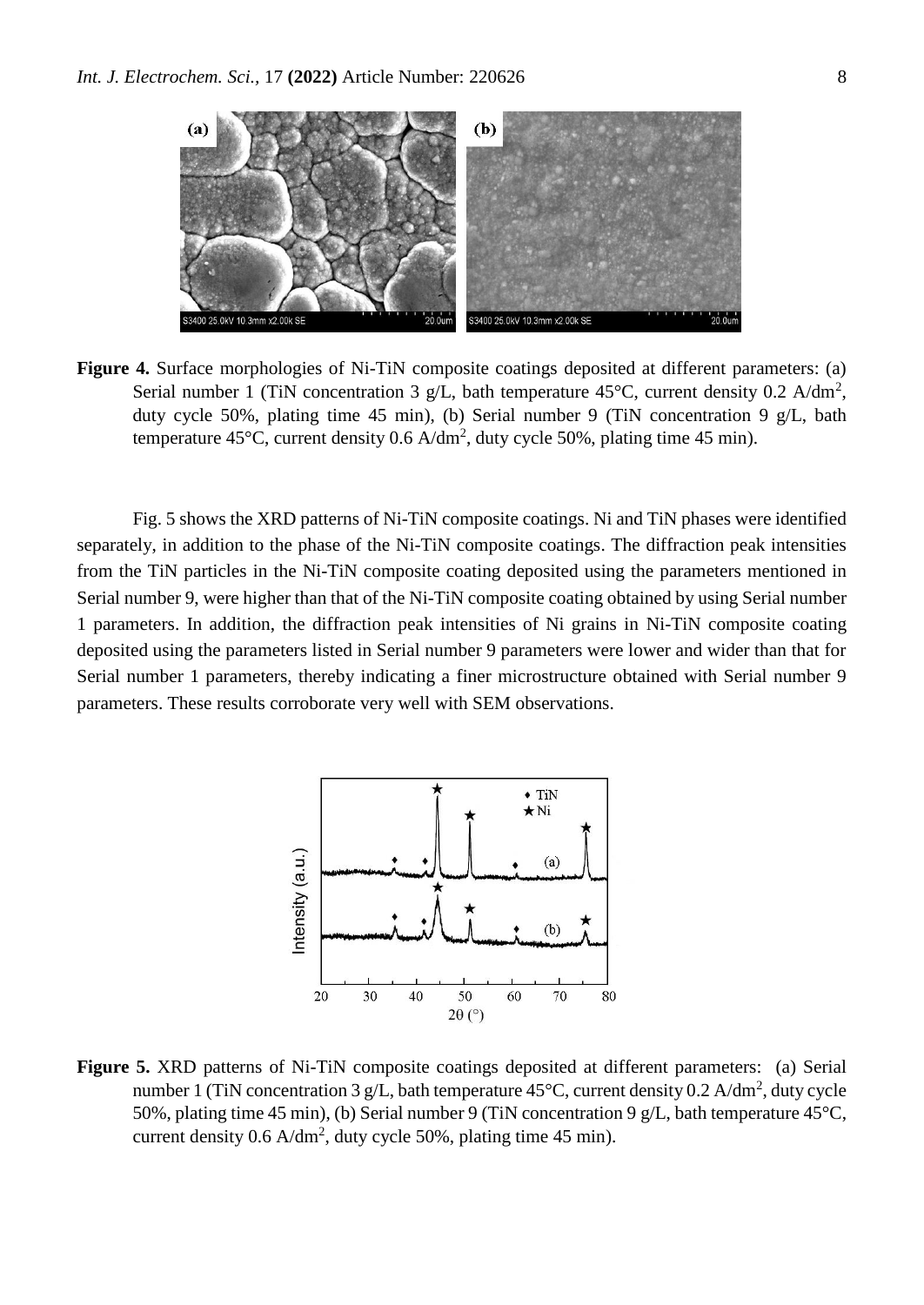**Figure 4.** Surface morphologies of Ni-TiN composite coatings deposited at different parameters: (a) Serial number 1 (TiN concentration 3 g/L, bath temperature 45°C, current density 0.2 A/dm$^2$, duty cycle 50%, plating time 45 min), (b) Serial number 9 (TiN concentration 9 g/L, bath temperature 45°C, current density 0.6 A/dm$^2$, duty cycle 50%, plating time 45 min).

Fig. 5 shows the XRD patterns of Ni-TiN composite coatings. Ni and TiN phases were identified separately, in addition to the phase of the Ni-TiN composite coatings. The diffraction peak intensities from the TiN particles in the Ni-TiN composite coating deposited using the parameters mentioned in Serial number 9, were higher than that of the Ni-TiN composite coating obtained by using Serial number 1 parameters. In addition, the diffraction peak intensities of Ni grains in Ni-TiN composite coating deposited using the parameters listed in Serial number 9 parameters were lower and wider than that for Serial number 1 parameters, thereby indicating a finer microstructure obtained with Serial number 9 parameters. These results corroborate very well with SEM observations.

**Figure 5.** XRD patterns of Ni-TiN composite coatings deposited at different parameters: (a) Serial number 1 (TiN concentration 3 g/L, bath temperature 45°C, current density 0.2 A/dm$^2$, duty cycle 50%, plating time 45 min), (b) Serial number 9 (TiN concentration 9 g/L, bath temperature 45°C, current density 0.6 A/dm$^2$, duty cycle 50%, plating time 45 min).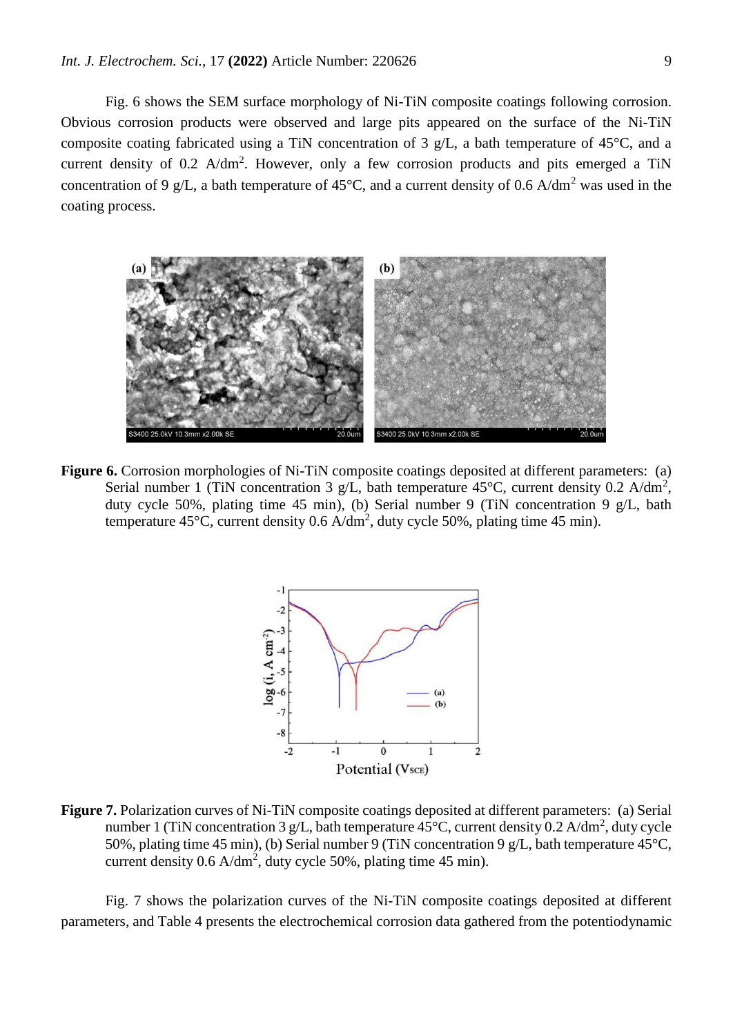Fig. 6 shows the SEM surface morphology of Ni-TiN composite coatings following corrosion. Obvious corrosion products were observed and large pits appeared on the surface of the Ni-TiN composite coating fabricated using a TiN concentration of 3 g/L, a bath temperature of 45°C, and a current density of 0.2 $A/dm^2$. However, only a few corrosion products and pits emerged a TiN concentration of 9 g/L, a bath temperature of 45°C, and a current density of 0.6 $A/dm^2$ was used in the coating process.

**Figure 6.** Corrosion morphologies of Ni-TiN composite coatings deposited at different parameters: (a) Serial number 1 (TiN concentration 3 g/L, bath temperature 45°C, current density 0.2 $A/dm^2$, duty cycle 50%, plating time 45 min), (b) Serial number 9 (TiN concentration 9 g/L, bath temperature 45°C, current density 0.6 $A/dm^2$, duty cycle 50%, plating time 45 min).

**Figure 7.** Polarization curves of Ni-TiN composite coatings deposited at different parameters: (a) Serial number 1 (TiN concentration 3 g/L, bath temperature 45°C, current density 0.2 $A/dm^2$, duty cycle 50%, plating time 45 min), (b) Serial number 9 (TiN concentration 9 g/L, bath temperature 45°C, current density 0.6 $A/dm^2$, duty cycle 50%, plating time 45 min).

Fig. 7 shows the polarization curves of the Ni-TiN composite coatings deposited at different parameters, and Table 4 presents the electrochemical corrosion data gathered from the potentiodynamic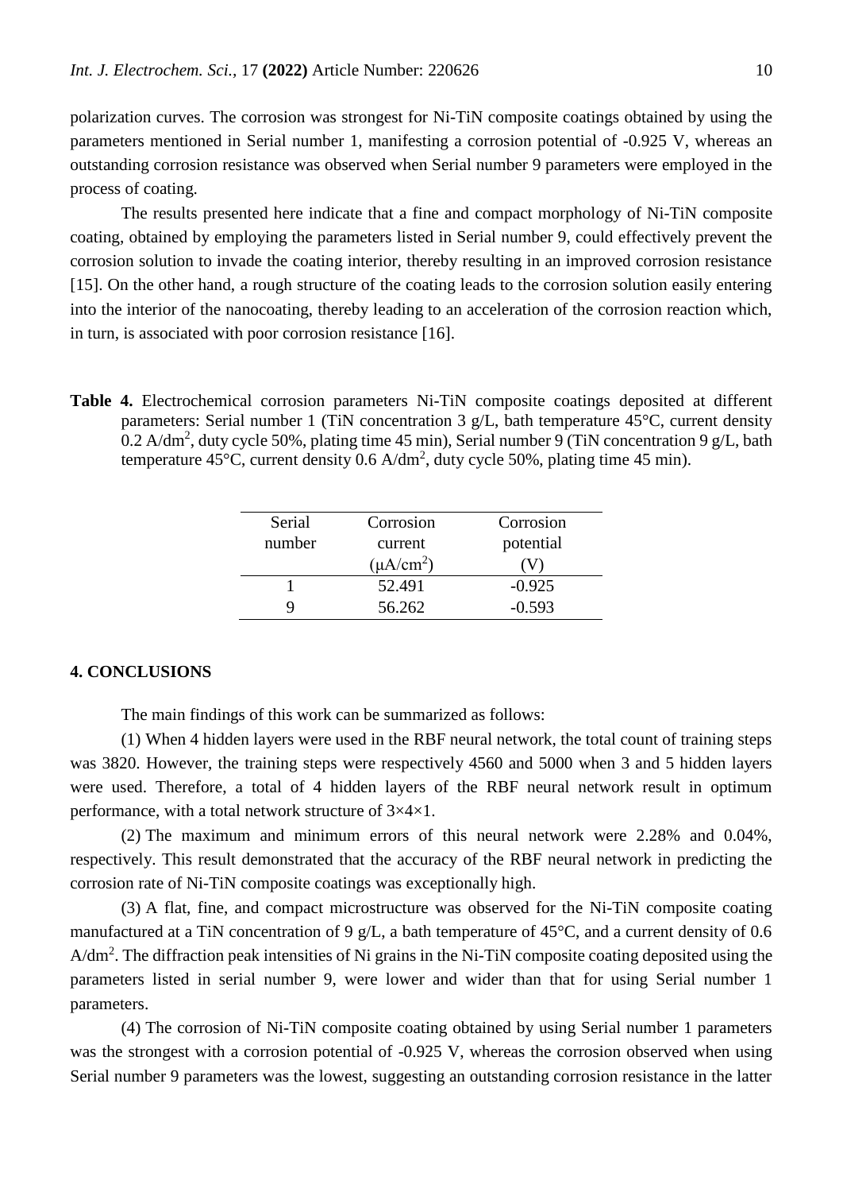polarization curves. The corrosion was strongest for Ni-TiN composite coatings obtained by using the parameters mentioned in Serial number 1, manifesting a corrosion potential of -0.925 V, whereas an outstanding corrosion resistance was observed when Serial number 9 parameters were employed in the process of coating.

The results presented here indicate that a fine and compact morphology of Ni-TiN composite coating, obtained by employing the parameters listed in Serial number 9, could effectively prevent the corrosion solution to invade the coating interior, thereby resulting in an improved corrosion resistance [15]. On the other hand, a rough structure of the coating leads to the corrosion solution easily entering into the interior of the nanocoating, thereby leading to an acceleration of the corrosion reaction which, in turn, is associated with poor corrosion resistance [16].

**Table 4.** Electrochemical corrosion parameters Ni-TiN composite coatings deposited at different parameters: Serial number 1 (TiN concentration 3 g/L, bath temperature 45°C, current density 0.2 A/dm$^2$, duty cycle 50%, plating time 45 min), Serial number 9 (TiN concentration 9 g/L, bath temperature 45°C, current density 0.6 A/dm$^2$, duty cycle 50%, plating time 45 min).

| Serial number | Corrosion current (μA/cm$^2$) | Corrosion potential (V) |
|---|---|---|
| 1 | 52.491 | -0.925 |
| 9 | 56.262 | -0.593 |

## 4. CONCLUSIONS

The main findings of this work can be summarized as follows:

(1) When 4 hidden layers were used in the RBF neural network, the total count of training steps was 3820. However, the training steps were respectively 4560 and 5000 when 3 and 5 hidden layers were used. Therefore, a total of 4 hidden layers of the RBF neural network result in optimum performance, with a total network structure of 3×4×1.

(2) The maximum and minimum errors of this neural network were 2.28% and 0.04%, respectively. This result demonstrated that the accuracy of the RBF neural network in predicting the corrosion rate of Ni-TiN composite coatings was exceptionally high.

(3) A flat, fine, and compact microstructure was observed for the Ni-TiN composite coating manufactured at a TiN concentration of 9 g/L, a bath temperature of 45°C, and a current density of 0.6 A/dm$^2$. The diffraction peak intensities of Ni grains in the Ni-TiN composite coating deposited using the parameters listed in serial number 9, were lower and wider than that for using Serial number 1 parameters.

(4) The corrosion of Ni-TiN composite coating obtained by using Serial number 1 parameters was the strongest with a corrosion potential of -0.925 V, whereas the corrosion observed when using Serial number 9 parameters was the lowest, suggesting an outstanding corrosion resistance in the latter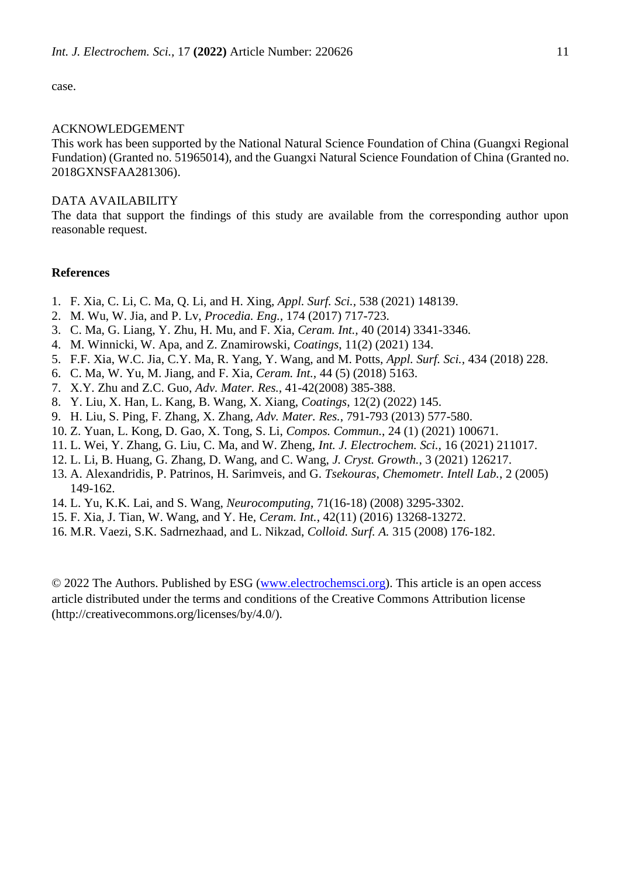case.

ACKNOWLEDGEMENT

This work has been supported by the National Natural Science Foundation of China (Guangxi Regional Fundation) (Granted no. 51965014), and the Guangxi Natural Science Foundation of China (Granted no. 2018GXNSFAA281306).

DATA AVAILABILITY

The data that support the findings of this study are available from the corresponding author upon reasonable request.

**References**

1. F. Xia, C. Li, C. Ma, Q. Li, and H. Xing, *Appl. Surf. Sci.*, 538 (2021) 148139.
2. M. Wu, W. Jia, and P. Lv, *Procedia. Eng.*, 174 (2017) 717-723.
3. C. Ma, G. Liang, Y. Zhu, H. Mu, and F. Xia, *Ceram. Int.*, 40 (2014) 3341-3346.
4. M. Winnicki, W. Apa, and Z. Znamirowski, *Coatings*, 11(2) (2021) 134.
5. F.F. Xia, W.C. Jia, C.Y. Ma, R. Yang, Y. Wang, and M. Potts, *Appl. Surf. Sci.*, 434 (2018) 228.
6. C. Ma, W. Yu, M. Jiang, and F. Xia, *Ceram. Int.*, 44 (5) (2018) 5163.
7. X.Y. Zhu and Z.C. Guo, *Adv. Mater. Res.*, 41-42(2008) 385-388.
8. Y. Liu, X. Han, L. Kang, B. Wang, X. Xiang, *Coatings*, 12(2) (2022) 145.
9. H. Liu, S. Ping, F. Zhang, X. Zhang, *Adv. Mater. Res.*, 791-793 (2013) 577-580.
10. Z. Yuan, L. Kong, D. Gao, X. Tong, S. Li, *Compos. Commun.*, 24 (1) (2021) 100671.
11. L. Wei, Y. Zhang, G. Liu, C. Ma, and W. Zheng, *Int. J. Electrochem. Sci.*, 16 (2021) 211017.
12. L. Li, B. Huang, G. Zhang, D. Wang, and C. Wang, *J. Cryst. Growth.*, 3 (2021) 126217.
13. A. Alexandridis, P. Patrinos, H. Sarimveis, and G. *Tsekouras*, *Chemometr. Intell Lab.*, 2 (2005) 149-162.
14. L. Yu, K.K. Lai, and S. Wang, *Neurocomputing*, 71(16-18) (2008) 3295-3302.
15. F. Xia, J. Tian, W. Wang, and Y. He, *Ceram. Int.*, 42(11) (2016) 13268-13272.
16. M.R. Vaezi, S.K. Sadrnezhaad, and L. Nikzad, *Colloid. Surf. A.* 315 (2008) 176-182.

© 2022 The Authors. Published by ESG (www.electrochemsci.org). This article is an open access article distributed under the terms and conditions of the Creative Commons Attribution license (http://creativecommons.org/licenses/by/4.0/).